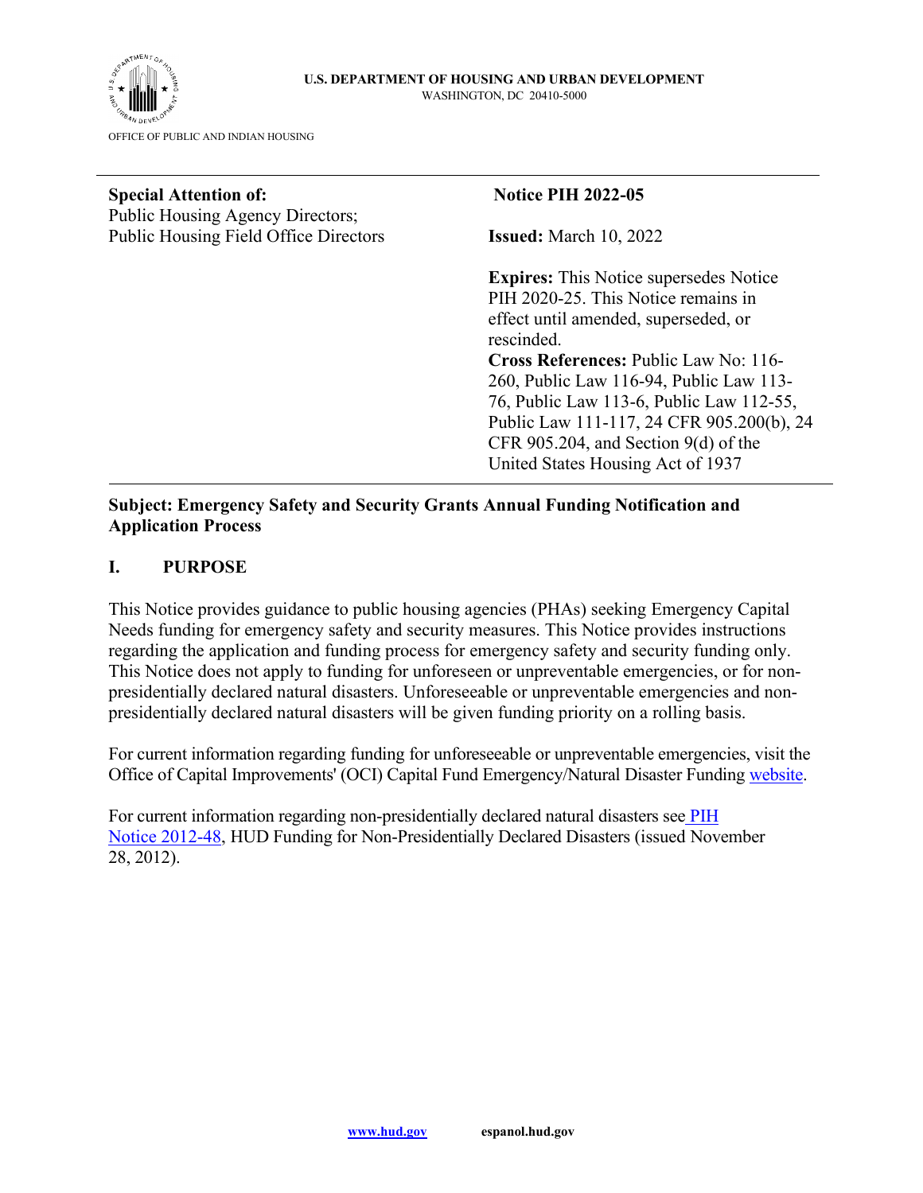**U.S. DEPARTMENT OF HOUSING AND URBAN DEVELOPMENT**
WASHINGTON, DC 20410-5000

OFFICE OF PUBLIC AND INDIAN HOUSING

---

**Special Attention of:**
Public Housing Agency Directors;
Public Housing Field Office Directors

**Notice PIH 2022-05**

**Issued:** March 10, 2022

**Expires:** This Notice supersedes Notice PIH 2020-25. This Notice remains in effect until amended, superseded, or rescinded.

**Cross References:** Public Law No: 116-260, Public Law 116-94, Public Law 113-76, Public Law 113-6, Public Law 112-55, Public Law 111-117, 24 CFR 905.200(b), 24 CFR 905.204, and Section 9(d) of the United States Housing Act of 1937

---

**Subject: Emergency Safety and Security Grants Annual Funding Notification and Application Process**

## I. PURPOSE

This Notice provides guidance to public housing agencies (PHAs) seeking Emergency Capital Needs funding for emergency safety and security measures. This Notice provides instructions regarding the application and funding process for emergency safety and security funding only. This Notice does not apply to funding for unforeseen or unpreventable emergencies, or for non-presidentially declared natural disasters. Unforeseeable or unpreventable emergencies and non-presidentially declared natural disasters will be given funding priority on a rolling basis.

For current information regarding funding for unforeseeable or unpreventable emergencies, visit the Office of Capital Improvements' (OCI) Capital Fund Emergency/Natural Disaster Funding website.

For current information regarding non-presidentially declared natural disasters see PIH Notice 2012-48, HUD Funding for Non-Presidentially Declared Disasters (issued November 28, 2012).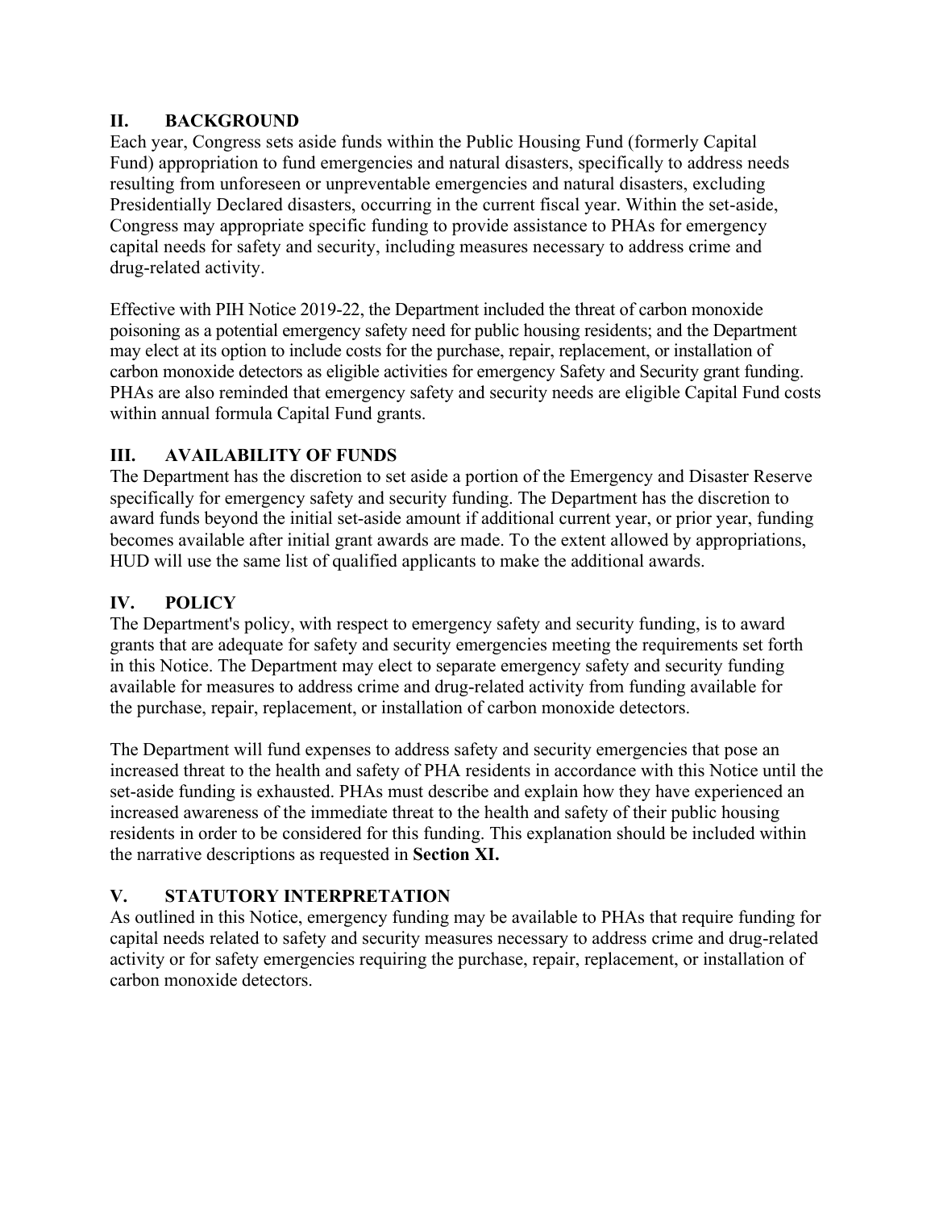## II. BACKGROUND

Each year, Congress sets aside funds within the Public Housing Fund (formerly Capital Fund) appropriation to fund emergencies and natural disasters, specifically to address needs resulting from unforeseen or unpreventable emergencies and natural disasters, excluding Presidentially Declared disasters, occurring in the current fiscal year. Within the set-aside, Congress may appropriate specific funding to provide assistance to PHAs for emergency capital needs for safety and security, including measures necessary to address crime and drug-related activity.

Effective with PIH Notice 2019-22, the Department included the threat of carbon monoxide poisoning as a potential emergency safety need for public housing residents; and the Department may elect at its option to include costs for the purchase, repair, replacement, or installation of carbon monoxide detectors as eligible activities for emergency Safety and Security grant funding. PHAs are also reminded that emergency safety and security needs are eligible Capital Fund costs within annual formula Capital Fund grants.

## III. AVAILABILITY OF FUNDS

The Department has the discretion to set aside a portion of the Emergency and Disaster Reserve specifically for emergency safety and security funding. The Department has the discretion to award funds beyond the initial set-aside amount if additional current year, or prior year, funding becomes available after initial grant awards are made. To the extent allowed by appropriations, HUD will use the same list of qualified applicants to make the additional awards.

## IV. POLICY

The Department's policy, with respect to emergency safety and security funding, is to award grants that are adequate for safety and security emergencies meeting the requirements set forth in this Notice. The Department may elect to separate emergency safety and security funding available for measures to address crime and drug-related activity from funding available for the purchase, repair, replacement, or installation of carbon monoxide detectors.

The Department will fund expenses to address safety and security emergencies that pose an increased threat to the health and safety of PHA residents in accordance with this Notice until the set-aside funding is exhausted. PHAs must describe and explain how they have experienced an increased awareness of the immediate threat to the health and safety of their public housing residents in order to be considered for this funding. This explanation should be included within the narrative descriptions as requested in **Section XI.**

## V. STATUTORY INTERPRETATION

As outlined in this Notice, emergency funding may be available to PHAs that require funding for capital needs related to safety and security measures necessary to address crime and drug-related activity or for safety emergencies requiring the purchase, repair, replacement, or installation of carbon monoxide detectors.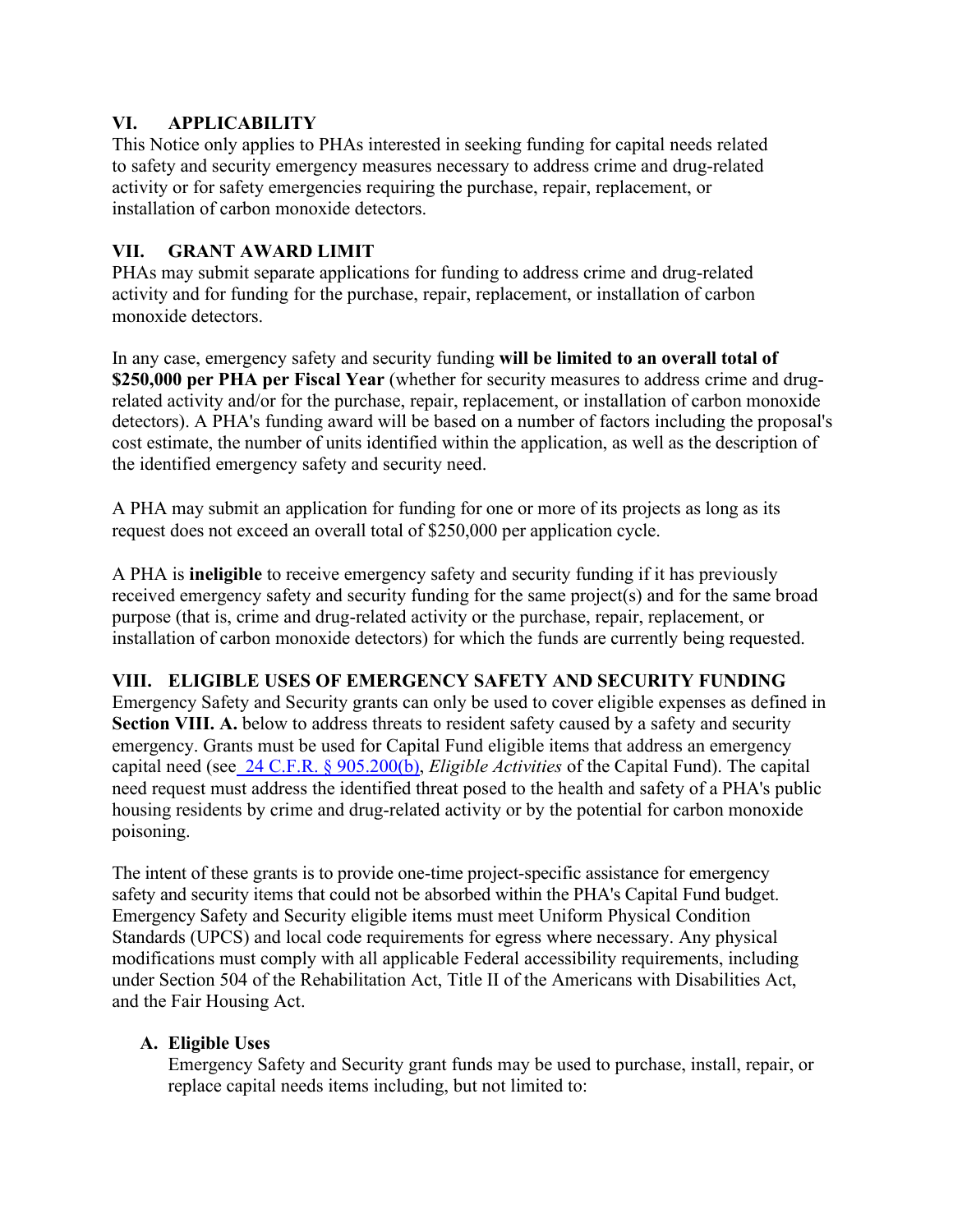## VI. APPLICABILITY

This Notice only applies to PHAs interested in seeking funding for capital needs related to safety and security emergency measures necessary to address crime and drug-related activity or for safety emergencies requiring the purchase, repair, replacement, or installation of carbon monoxide detectors.

## VII. GRANT AWARD LIMIT

PHAs may submit separate applications for funding to address crime and drug-related activity and for funding for the purchase, repair, replacement, or installation of carbon monoxide detectors.

In any case, emergency safety and security funding **will be limited to an overall total of $250,000 per PHA per Fiscal Year** (whether for security measures to address crime and drug-related activity and/or for the purchase, repair, replacement, or installation of carbon monoxide detectors). A PHA's funding award will be based on a number of factors including the proposal's cost estimate, the number of units identified within the application, as well as the description of the identified emergency safety and security need.

A PHA may submit an application for funding for one or more of its projects as long as its request does not exceed an overall total of $250,000 per application cycle.

A PHA is **ineligible** to receive emergency safety and security funding if it has previously received emergency safety and security funding for the same project(s) and for the same broad purpose (that is, crime and drug-related activity or the purchase, repair, replacement, or installation of carbon monoxide detectors) for which the funds are currently being requested.

## VIII. ELIGIBLE USES OF EMERGENCY SAFETY AND SECURITY FUNDING

Emergency Safety and Security grants can only be used to cover eligible expenses as defined in **Section VIII. A.** below to address threats to resident safety caused by a safety and security emergency. Grants must be used for Capital Fund eligible items that address an emergency capital need (see 24 C.F.R. § 905.200(b), *Eligible Activities* of the Capital Fund). The capital need request must address the identified threat posed to the health and safety of a PHA's public housing residents by crime and drug-related activity or by the potential for carbon monoxide poisoning.

The intent of these grants is to provide one-time project-specific assistance for emergency safety and security items that could not be absorbed within the PHA's Capital Fund budget. Emergency Safety and Security eligible items must meet Uniform Physical Condition Standards (UPCS) and local code requirements for egress where necessary. Any physical modifications must comply with all applicable Federal accessibility requirements, including under Section 504 of the Rehabilitation Act, Title II of the Americans with Disabilities Act, and the Fair Housing Act.

### A. Eligible Uses

Emergency Safety and Security grant funds may be used to purchase, install, repair, or replace capital needs items including, but not limited to: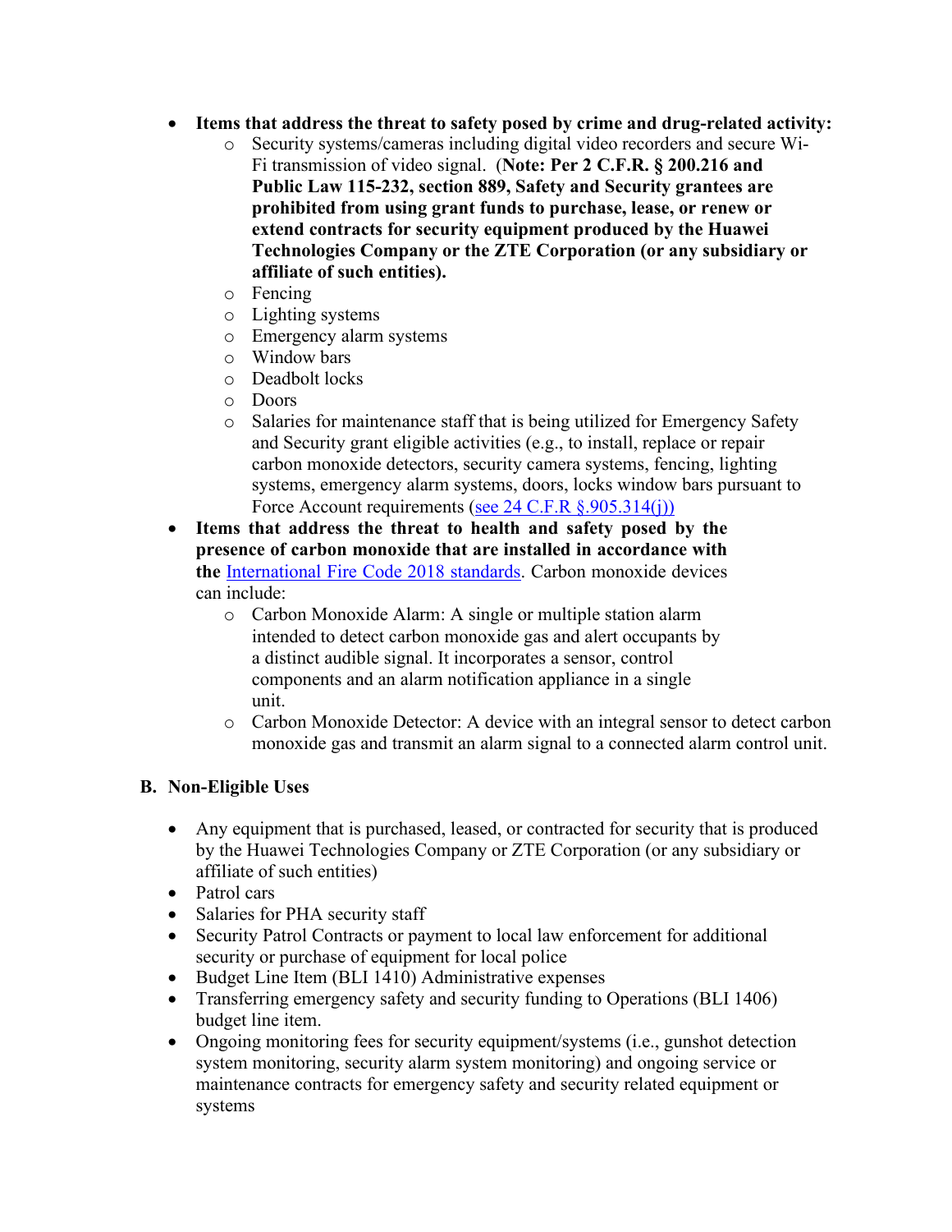- **Items that address the threat to safety posed by crime and drug-related activity:**
    - Security systems/cameras including digital video recorders and secure Wi-Fi transmission of video signal. (**Note: Per 2 C.F.R. § 200.216 and Public Law 115-232, section 889, Safety and Security grantees are prohibited from using grant funds to purchase, lease, or renew or extend contracts for security equipment produced by the Huawei Technologies Company or the ZTE Corporation (or any subsidiary or affiliate of such entities).**
    - Fencing
    - Lighting systems
    - Emergency alarm systems
    - Window bars
    - Deadbolt locks
    - Doors
    - Salaries for maintenance staff that is being utilized for Emergency Safety and Security grant eligible activities (e.g., to install, replace or repair carbon monoxide detectors, security camera systems, fencing, lighting systems, emergency alarm systems, doors, locks window bars pursuant to Force Account requirements (see 24 C.F.R §.905.314(j))
- **Items that address the threat to health and safety posed by the presence of carbon monoxide that are installed in accordance with the** International Fire Code 2018 standards. Carbon monoxide devices can include:
    - Carbon Monoxide Alarm: A single or multiple station alarm intended to detect carbon monoxide gas and alert occupants by a distinct audible signal. It incorporates a sensor, control components and an alarm notification appliance in a single unit.
    - Carbon Monoxide Detector: A device with an integral sensor to detect carbon monoxide gas and transmit an alarm signal to a connected alarm control unit.

## B. Non-Eligible Uses

- Any equipment that is purchased, leased, or contracted for security that is produced by the Huawei Technologies Company or ZTE Corporation (or any subsidiary or affiliate of such entities)
- Patrol cars
- Salaries for PHA security staff
- Security Patrol Contracts or payment to local law enforcement for additional security or purchase of equipment for local police
- Budget Line Item (BLI 1410) Administrative expenses
- Transferring emergency safety and security funding to Operations (BLI 1406) budget line item.
- Ongoing monitoring fees for security equipment/systems (i.e., gunshot detection system monitoring, security alarm system monitoring) and ongoing service or maintenance contracts for emergency safety and security related equipment or systems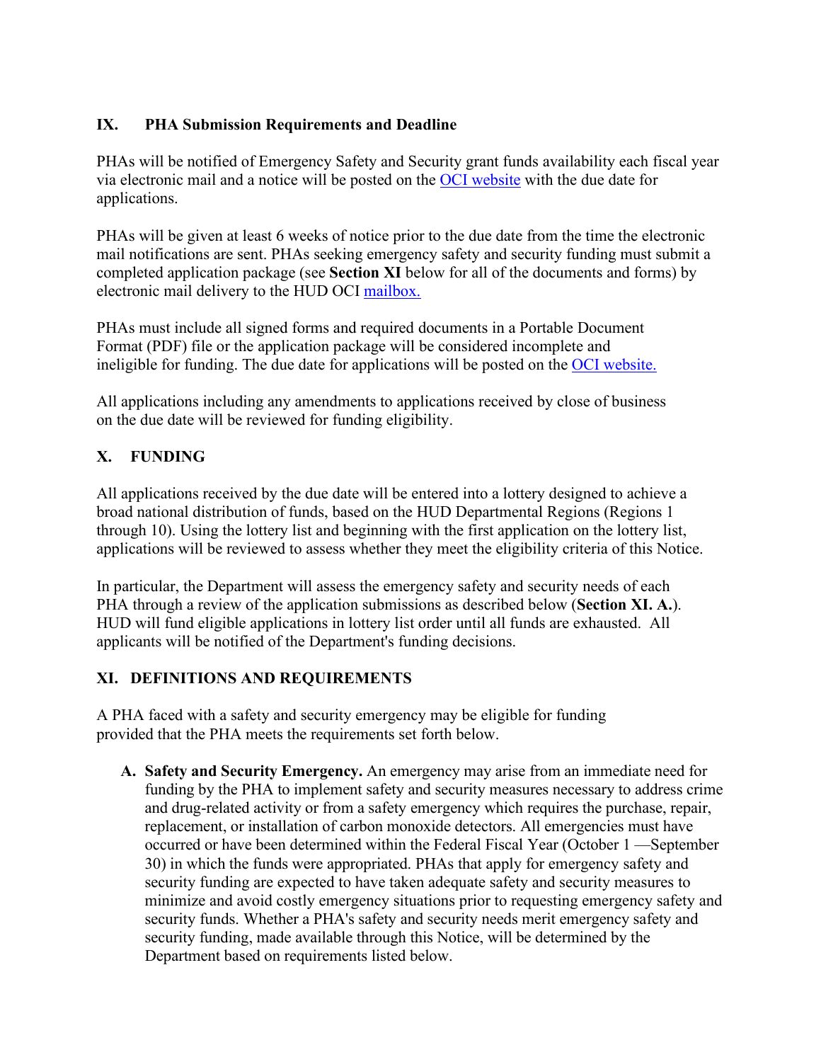## IX. PHA Submission Requirements and Deadline

PHAs will be notified of Emergency Safety and Security grant funds availability each fiscal year via electronic mail and a notice will be posted on the OCI website with the due date for applications.

PHAs will be given at least 6 weeks of notice prior to the due date from the time the electronic mail notifications are sent. PHAs seeking emergency safety and security funding must submit a completed application package (see **Section XI** below for all of the documents and forms) by electronic mail delivery to the HUD OCI mailbox.

PHAs must include all signed forms and required documents in a Portable Document Format (PDF) file or the application package will be considered incomplete and ineligible for funding. The due date for applications will be posted on the OCI website.

All applications including any amendments to applications received by close of business on the due date will be reviewed for funding eligibility.

## X. FUNDING

All applications received by the due date will be entered into a lottery designed to achieve a broad national distribution of funds, based on the HUD Departmental Regions (Regions 1 through 10). Using the lottery list and beginning with the first application on the lottery list, applications will be reviewed to assess whether they meet the eligibility criteria of this Notice.

In particular, the Department will assess the emergency safety and security needs of each PHA through a review of the application submissions as described below (**Section XI. A.**). HUD will fund eligible applications in lottery list order until all funds are exhausted. All applicants will be notified of the Department's funding decisions.

## XI. DEFINITIONS AND REQUIREMENTS

A PHA faced with a safety and security emergency may be eligible for funding provided that the PHA meets the requirements set forth below.

A. **Safety and Security Emergency.** An emergency may arise from an immediate need for funding by the PHA to implement safety and security measures necessary to address crime and drug-related activity or from a safety emergency which requires the purchase, repair, replacement, or installation of carbon monoxide detectors. All emergencies must have occurred or have been determined within the Federal Fiscal Year (October 1 —September 30) in which the funds were appropriated. PHAs that apply for emergency safety and security funding are expected to have taken adequate safety and security measures to minimize and avoid costly emergency situations prior to requesting emergency safety and security funds. Whether a PHA's safety and security needs merit emergency safety and security funding, made available through this Notice, will be determined by the Department based on requirements listed below.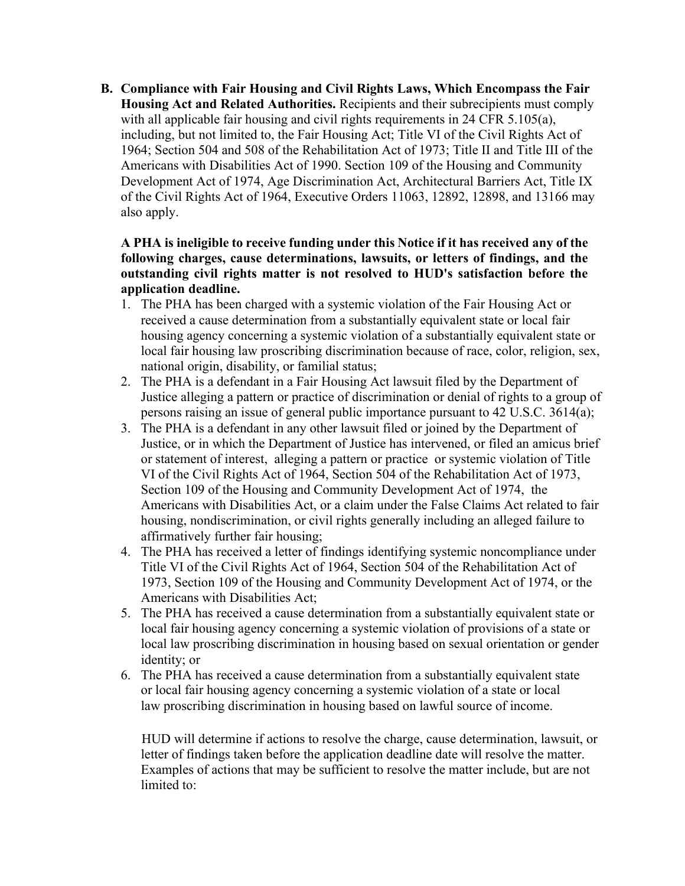B. **Compliance with Fair Housing and Civil Rights Laws, Which Encompass the Fair Housing Act and Related Authorities.** Recipients and their subrecipients must comply with all applicable fair housing and civil rights requirements in 24 CFR 5.105(a), including, but not limited to, the Fair Housing Act; Title VI of the Civil Rights Act of 1964; Section 504 and 508 of the Rehabilitation Act of 1973; Title II and Title III of the Americans with Disabilities Act of 1990. Section 109 of the Housing and Community Development Act of 1974, Age Discrimination Act, Architectural Barriers Act, Title IX of the Civil Rights Act of 1964, Executive Orders 11063, 12892, 12898, and 13166 may also apply.

**A PHA is ineligible to receive funding under this Notice if it has received any of the following charges, cause determinations, lawsuits, or letters of findings, and the outstanding civil rights matter is not resolved to HUD's satisfaction before the application deadline.**

1. The PHA has been charged with a systemic violation of the Fair Housing Act or received a cause determination from a substantially equivalent state or local fair housing agency concerning a systemic violation of a substantially equivalent state or local fair housing law proscribing discrimination because of race, color, religion, sex, national origin, disability, or familial status;
2. The PHA is a defendant in a Fair Housing Act lawsuit filed by the Department of Justice alleging a pattern or practice of discrimination or denial of rights to a group of persons raising an issue of general public importance pursuant to 42 U.S.C. 3614(a);
3. The PHA is a defendant in any other lawsuit filed or joined by the Department of Justice, or in which the Department of Justice has intervened, or filed an amicus brief or statement of interest, alleging a pattern or practice or systemic violation of Title VI of the Civil Rights Act of 1964, Section 504 of the Rehabilitation Act of 1973, Section 109 of the Housing and Community Development Act of 1974, the Americans with Disabilities Act, or a claim under the False Claims Act related to fair housing, nondiscrimination, or civil rights generally including an alleged failure to affirmatively further fair housing;
4. The PHA has received a letter of findings identifying systemic noncompliance under Title VI of the Civil Rights Act of 1964, Section 504 of the Rehabilitation Act of 1973, Section 109 of the Housing and Community Development Act of 1974, or the Americans with Disabilities Act;
5. The PHA has received a cause determination from a substantially equivalent state or local fair housing agency concerning a systemic violation of provisions of a state or local law proscribing discrimination in housing based on sexual orientation or gender identity; or
6. The PHA has received a cause determination from a substantially equivalent state or local fair housing agency concerning a systemic violation of a state or local law proscribing discrimination in housing based on lawful source of income.

HUD will determine if actions to resolve the charge, cause determination, lawsuit, or letter of findings taken before the application deadline date will resolve the matter. Examples of actions that may be sufficient to resolve the matter include, but are not limited to: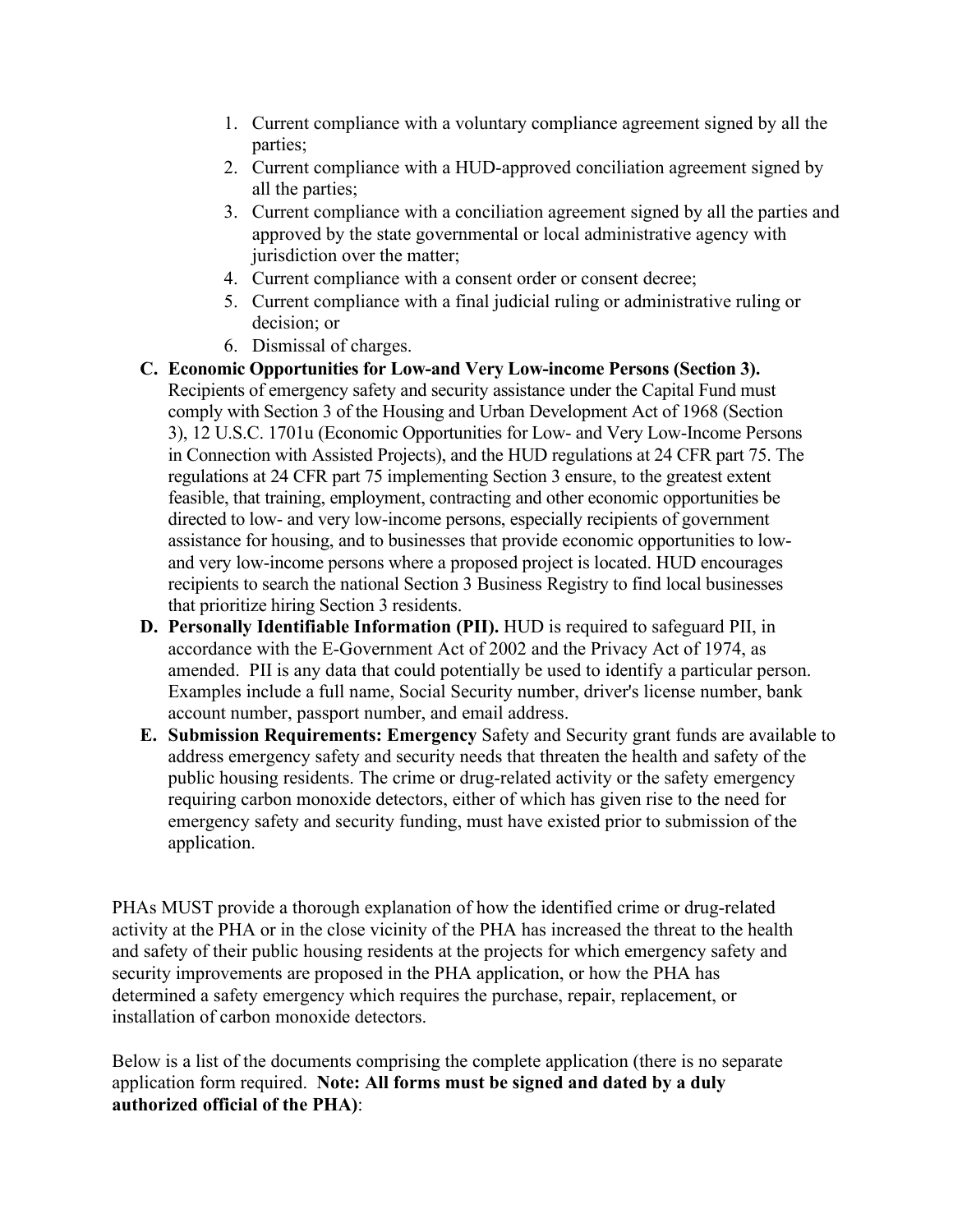1. Current compliance with a voluntary compliance agreement signed by all the parties;
2. Current compliance with a HUD-approved conciliation agreement signed by all the parties;
3. Current compliance with a conciliation agreement signed by all the parties and approved by the state governmental or local administrative agency with jurisdiction over the matter;
4. Current compliance with a consent order or consent decree;
5. Current compliance with a final judicial ruling or administrative ruling or decision; or
6. Dismissal of charges.

**C. Economic Opportunities for Low-and Very Low-income Persons (Section 3).** Recipients of emergency safety and security assistance under the Capital Fund must comply with Section 3 of the Housing and Urban Development Act of 1968 (Section 3), 12 U.S.C. 1701u (Economic Opportunities for Low- and Very Low-Income Persons in Connection with Assisted Projects), and the HUD regulations at 24 CFR part 75. The regulations at 24 CFR part 75 implementing Section 3 ensure, to the greatest extent feasible, that training, employment, contracting and other economic opportunities be directed to low- and very low-income persons, especially recipients of government assistance for housing, and to businesses that provide economic opportunities to low- and very low-income persons where a proposed project is located. HUD encourages recipients to search the national Section 3 Business Registry to find local businesses that prioritize hiring Section 3 residents.

**D. Personally Identifiable Information (PII).** HUD is required to safeguard PII, in accordance with the E-Government Act of 2002 and the Privacy Act of 1974, as amended. PII is any data that could potentially be used to identify a particular person. Examples include a full name, Social Security number, driver's license number, bank account number, passport number, and email address.

**E. Submission Requirements: Emergency** Safety and Security grant funds are available to address emergency safety and security needs that threaten the health and safety of the public housing residents. The crime or drug-related activity or the safety emergency requiring carbon monoxide detectors, either of which has given rise to the need for emergency safety and security funding, must have existed prior to submission of the application.

PHAs MUST provide a thorough explanation of how the identified crime or drug-related activity at the PHA or in the close vicinity of the PHA has increased the threat to the health and safety of their public housing residents at the projects for which emergency safety and security improvements are proposed in the PHA application, or how the PHA has determined a safety emergency which requires the purchase, repair, replacement, or installation of carbon monoxide detectors.

Below is a list of the documents comprising the complete application (there is no separate application form required. **Note: All forms must be signed and dated by a duly authorized official of the PHA)**: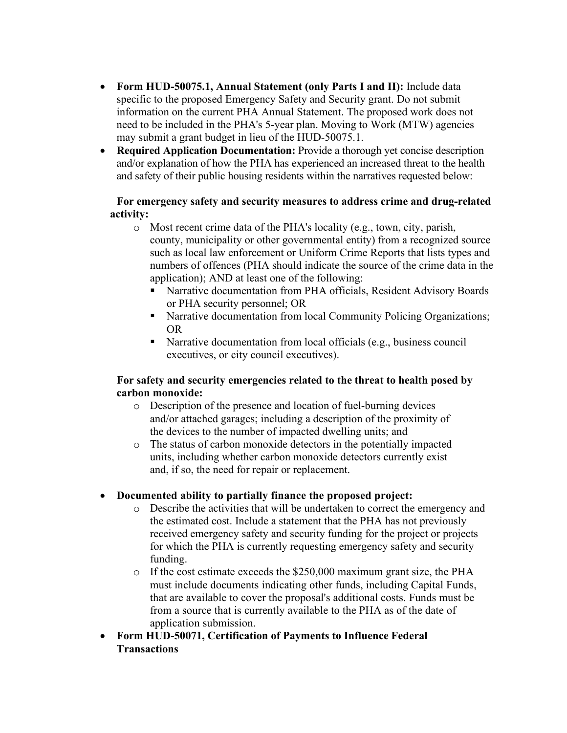- **Form HUD-50075.1, Annual Statement (only Parts I and II):** Include data specific to the proposed Emergency Safety and Security grant. Do not submit information on the current PHA Annual Statement. The proposed work does not need to be included in the PHA's 5-year plan. Moving to Work (MTW) agencies may submit a grant budget in lieu of the HUD-50075.1.
- **Required Application Documentation:** Provide a thorough yet concise description and/or explanation of how the PHA has experienced an increased threat to the health and safety of their public housing residents within the narratives requested below:

  **For emergency safety and security measures to address crime and drug-related activity:**
  - Most recent crime data of the PHA's locality (e.g., town, city, parish, county, municipality or other governmental entity) from a recognized source such as local law enforcement or Uniform Crime Reports that lists types and numbers of offences (PHA should indicate the source of the crime data in the application); AND at least one of the following:
    - Narrative documentation from PHA officials, Resident Advisory Boards or PHA security personnel; OR
    - Narrative documentation from local Community Policing Organizations; OR
    - Narrative documentation from local officials (e.g., business council executives, or city council executives).

  **For safety and security emergencies related to the threat to health posed by carbon monoxide:**
  - Description of the presence and location of fuel-burning devices and/or attached garages; including a description of the proximity of the devices to the number of impacted dwelling units; and
  - The status of carbon monoxide detectors in the potentially impacted units, including whether carbon monoxide detectors currently exist and, if so, the need for repair or replacement.

- **Documented ability to partially finance the proposed project:**
  - Describe the activities that will be undertaken to correct the emergency and the estimated cost. Include a statement that the PHA has not previously received emergency safety and security funding for the project or projects for which the PHA is currently requesting emergency safety and security funding.
  - If the cost estimate exceeds the $250,000 maximum grant size, the PHA must include documents indicating other funds, including Capital Funds, that are available to cover the proposal's additional costs. Funds must be from a source that is currently available to the PHA as of the date of application submission.
- **Form HUD-50071, Certification of Payments to Influence Federal Transactions**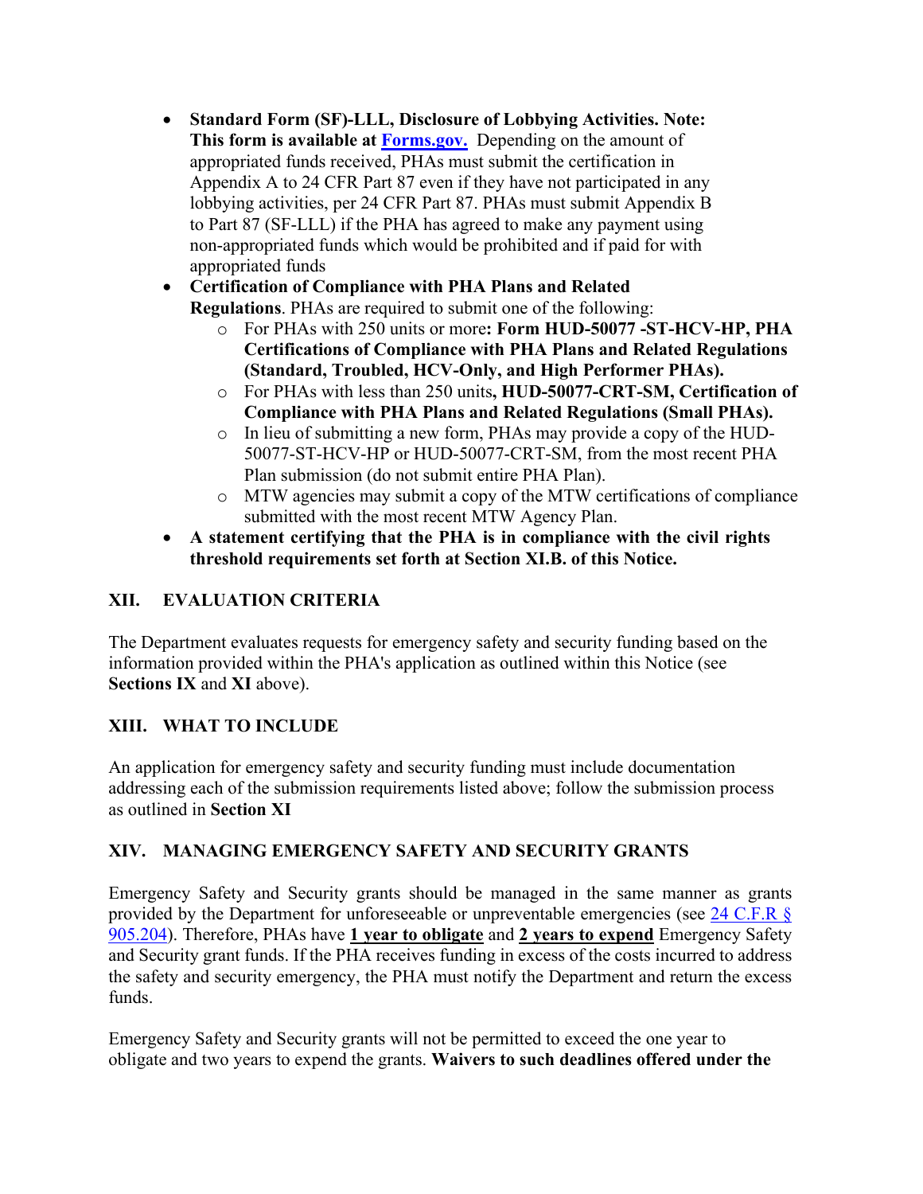- **Standard Form (SF)-LLL, Disclosure of Lobbying Activities. Note: This form is available at [Forms.gov.](https://www.forms.gov)** Depending on the amount of appropriated funds received, PHAs must submit the certification in Appendix A to 24 CFR Part 87 even if they have not participated in any lobbying activities, per 24 CFR Part 87. PHAs must submit Appendix B to Part 87 (SF-LLL) if the PHA has agreed to make any payment using non-appropriated funds which would be prohibited and if paid for with appropriated funds
- **Certification of Compliance with PHA Plans and Related Regulations**. PHAs are required to submit one of the following:
  - For PHAs with 250 units or more**: Form HUD-50077 -ST-HCV-HP, PHA Certifications of Compliance with PHA Plans and Related Regulations (Standard, Troubled, HCV-Only, and High Performer PHAs).**
  - For PHAs with less than 250 units**, HUD-50077-CRT-SM, Certification of Compliance with PHA Plans and Related Regulations (Small PHAs).**
  - In lieu of submitting a new form, PHAs may provide a copy of the HUD-50077-ST-HCV-HP or HUD-50077-CRT-SM, from the most recent PHA Plan submission (do not submit entire PHA Plan).
  - MTW agencies may submit a copy of the MTW certifications of compliance submitted with the most recent MTW Agency Plan.
- **A statement certifying that the PHA is in compliance with the civil rights threshold requirements set forth at Section XI.B. of this Notice.**

## XII. EVALUATION CRITERIA

The Department evaluates requests for emergency safety and security funding based on the information provided within the PHA's application as outlined within this Notice (see **Sections IX** and **XI** above).

## XIII. WHAT TO INCLUDE

An application for emergency safety and security funding must include documentation addressing each of the submission requirements listed above; follow the submission process as outlined in **Section XI**

## XIV. MANAGING EMERGENCY SAFETY AND SECURITY GRANTS

Emergency Safety and Security grants should be managed in the same manner as grants provided by the Department for unforeseeable or unpreventable emergencies (see [24 C.F.R § 905.204](https://www.ecfr.gov)). Therefore, PHAs have **1 year to obligate** and **2 years to expend** Emergency Safety and Security grant funds. If the PHA receives funding in excess of the costs incurred to address the safety and security emergency, the PHA must notify the Department and return the excess funds.

Emergency Safety and Security grants will not be permitted to exceed the one year to obligate and two years to expend the grants. **Waivers to such deadlines offered under the**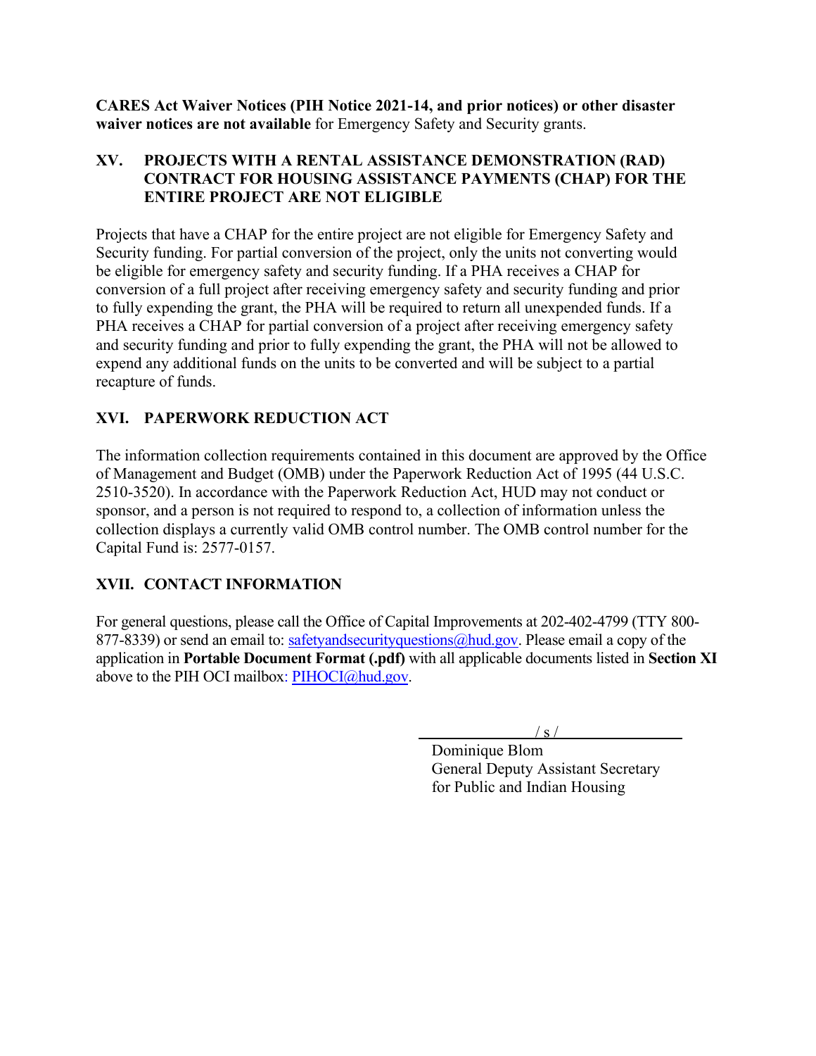**CARES Act Waiver Notices (PIH Notice 2021-14, and prior notices) or other disaster waiver notices are not available** for Emergency Safety and Security grants.

## XV. PROJECTS WITH A RENTAL ASSISTANCE DEMONSTRATION (RAD) CONTRACT FOR HOUSING ASSISTANCE PAYMENTS (CHAP) FOR THE ENTIRE PROJECT ARE NOT ELIGIBLE

Projects that have a CHAP for the entire project are not eligible for Emergency Safety and Security funding. For partial conversion of the project, only the units not converting would be eligible for emergency safety and security funding. If a PHA receives a CHAP for conversion of a full project after receiving emergency safety and security funding and prior to fully expending the grant, the PHA will be required to return all unexpended funds. If a PHA receives a CHAP for partial conversion of a project after receiving emergency safety and security funding and prior to fully expending the grant, the PHA will not be allowed to expend any additional funds on the units to be converted and will be subject to a partial recapture of funds.

## XVI. PAPERWORK REDUCTION ACT

The information collection requirements contained in this document are approved by the Office of Management and Budget (OMB) under the Paperwork Reduction Act of 1995 (44 U.S.C. 2510-3520). In accordance with the Paperwork Reduction Act, HUD may not conduct or sponsor, and a person is not required to respond to, a collection of information unless the collection displays a currently valid OMB control number. The OMB control number for the Capital Fund is: 2577-0157.

## XVII. CONTACT INFORMATION

For general questions, please call the Office of Capital Improvements at 202-402-4799 (TTY 800-877-8339) or send an email to: safetyandsecurityquestions@hud.gov. Please email a copy of the application in **Portable Document Format (.pdf)** with all applicable documents listed in **Section XI** above to the PIH OCI mailbox: PIHOCI@hud.gov.

/ s /

Dominique Blom
General Deputy Assistant Secretary
for Public and Indian Housing